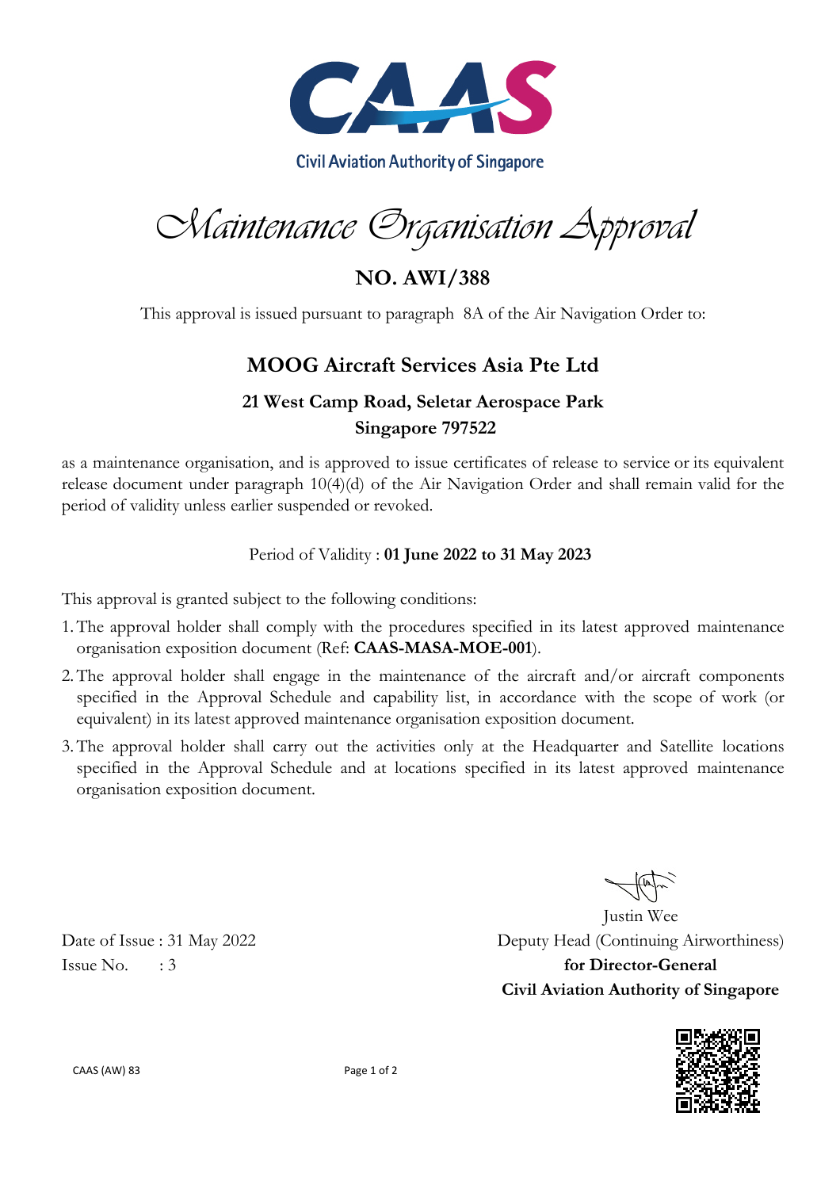Civil Aviation Authority of Singapore

# Maintenance Organisation Approval

## NO. AWI/388

This approval is issued pursuant to paragraph 8A of the Air Navigation Order to:

## MOOG Aircraft Services Asia Pte Ltd

### 21 West Camp Road, Seletar Aerospace Park
### Singapore 797522

as a maintenance organisation, and is approved to issue certificates of release to service or its equivalent release document under paragraph 10(4)(d) of the Air Navigation Order and shall remain valid for the period of validity unless earlier suspended or revoked.

Period of Validity : **01 June 2022 to 31 May 2023**

This approval is granted subject to the following conditions:

1. The approval holder shall comply with the procedures specified in its latest approved maintenance organisation exposition document (Ref: **CAAS-MASA-MOE-001**).
2. The approval holder shall engage in the maintenance of the aircraft and/or aircraft components specified in the Approval Schedule and capability list, in accordance with the scope of work (or equivalent) in its latest approved maintenance organisation exposition document.
3. The approval holder shall carry out the activities only at the Headquarter and Satellite locations specified in the Approval Schedule and at locations specified in its latest approved maintenance organisation exposition document.

Justin Wee
Deputy Head (Continuing Airworthiness)
**for Director-General**
**Civil Aviation Authority of Singapore**

Date of Issue : 31 May 2022
Issue No. : 3

CAAS (AW) 83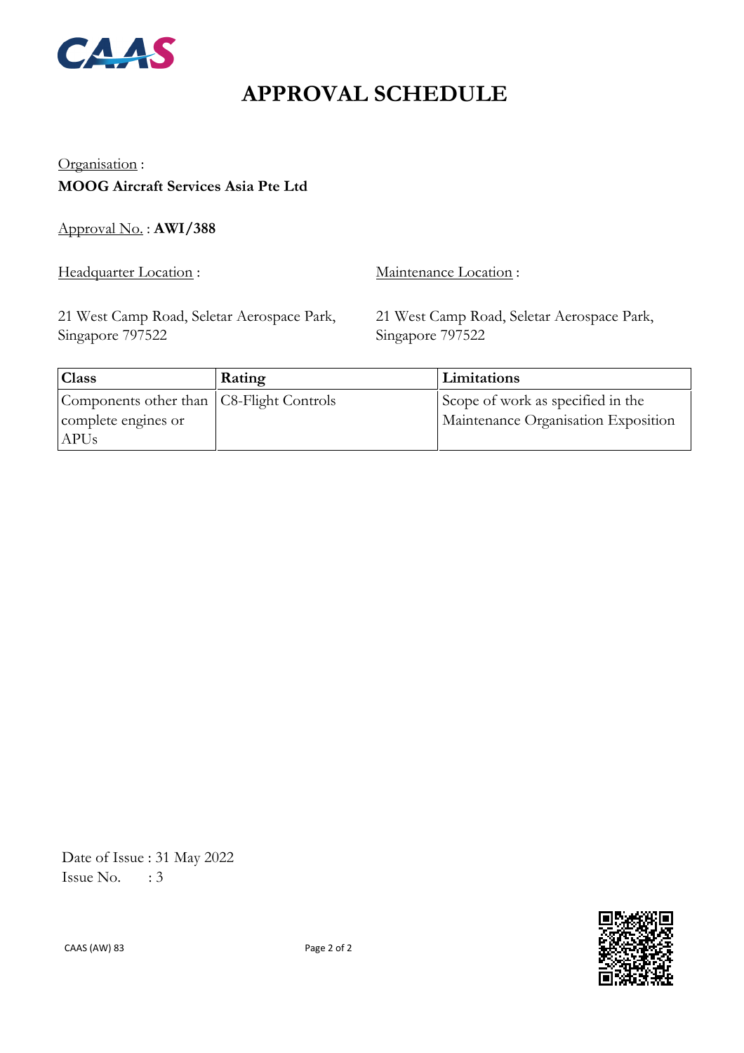# APPROVAL SCHEDULE

Organisation :

**MOOG Aircraft Services Asia Pte Ltd**

Approval No. : **AWI/388**

Headquarter Location :

21 West Camp Road, Seletar Aerospace Park, Singapore 797522

Maintenance Location :

21 West Camp Road, Seletar Aerospace Park, Singapore 797522

| Class | Rating | Limitations |
|---|---|---|
| Components other than complete engines or APUs | C8-Flight Controls | Scope of work as specified in the Maintenance Organisation Exposition |

Date of Issue : 31 May 2022

Issue No. : 3

CAAS (AW) 83